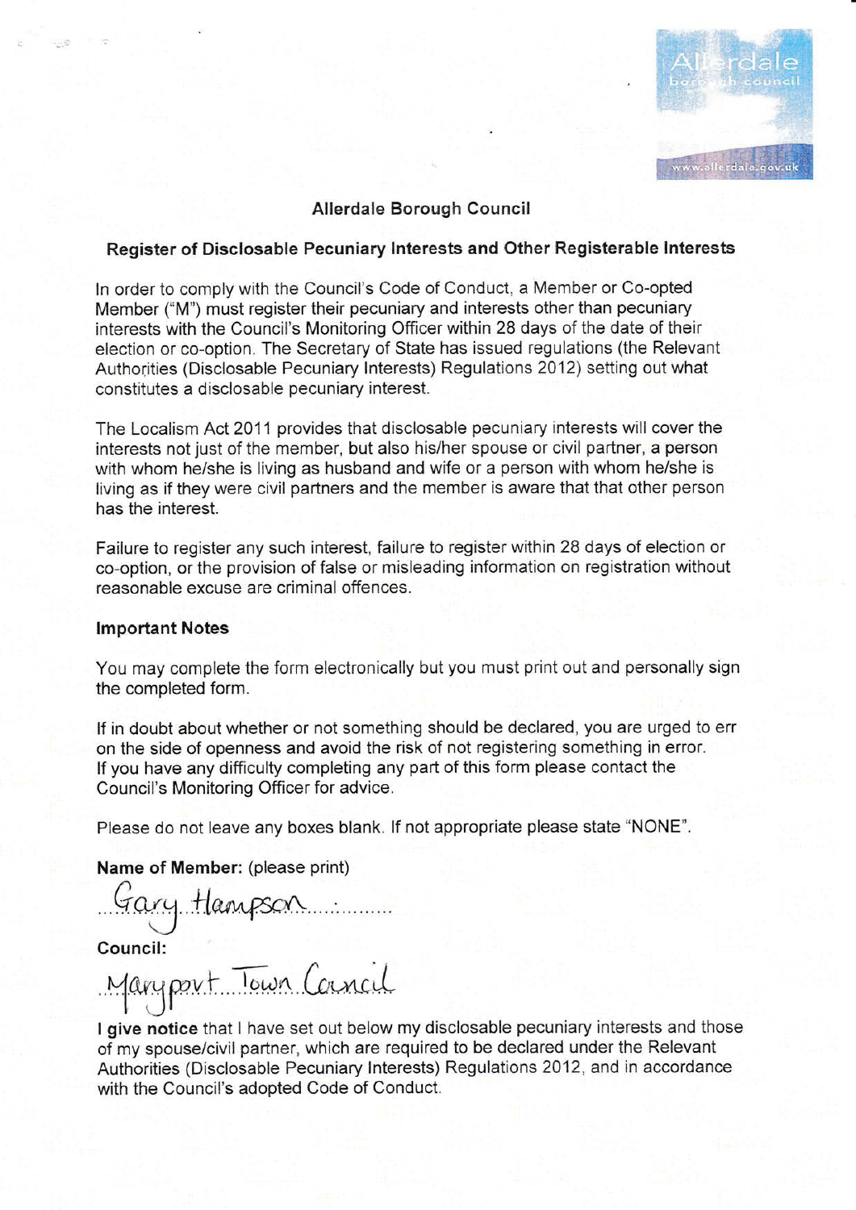## Allerdale Borough Council

### Register of Disclosable Pecuniary Interests and Other Registerable Interests

In order to comply with the Council's Code of Conduct, a Member or Co-opted Member ("M") must register their pecuniary and interests other than pecuniary interests with the Council's Monitoring Officer within 28 days of the date of their election or co-option. The Secretary of State has issued regulations (the Relevant Authorities (Disclosable Pecuniary Interests) Regulations 2012) setting out what constitutes a disclosable pecuniary interest.

The Localism Act 2011 provides that disclosable pecuniary interests will cover the interests not just of the member, but also his/her spouse or civil partner, a person with whom he/she is living as husband and wife or a person with whom he/she is living as if they were civil partners and the member is aware that that other person has the interest.

Failure to register any such interest, failure to register within 28 days of election or co-option, or the provision of false or misleading information on registration without reasonable excuse are criminal offences.

**Important Notes**

You may complete the form electronically but you must print out and personally sign the completed form.

If in doubt about whether or not something should be declared, you are urged to err on the side of openness and avoid the risk of not registering something in error. If you have any difficulty completing any part of this form please contact the Council's Monitoring Officer for advice.

Please do not leave any boxes blank. If not appropriate please state "NONE".

**Name of Member:** (please print)

Gary Hampson

**Council:**

Maryport Town Council

**I give notice** that I have set out below my disclosable pecuniary interests and those of my spouse/civil partner, which are required to be declared under the Relevant Authorities (Disclosable Pecuniary Interests) Regulations 2012, and in accordance with the Council's adopted Code of Conduct.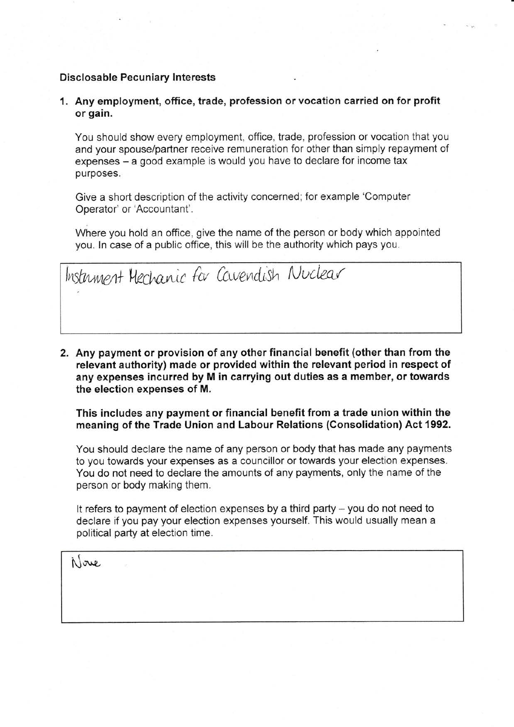**Disclosable Pecuniary Interests**

**1. Any employment, office, trade, profession or vocation carried on for profit or gain.**

You should show every employment, office, trade, profession or vocation that you and your spouse/partner receive remuneration for other than simply repayment of expenses – a good example is would you have to declare for income tax purposes.

Give a short description of the activity concerned; for example 'Computer Operator' or 'Accountant'.

Where you hold an office, give the name of the person or body which appointed you. In case of a public office, this will be the authority which pays you.

Instrument Mechanic for Cavendish Nuclear

**2. Any payment or provision of any other financial benefit (other than from the relevant authority) made or provided within the relevant period in respect of any expenses incurred by M in carrying out duties as a member, or towards the election expenses of M.**

**This includes any payment or financial benefit from a trade union within the meaning of the Trade Union and Labour Relations (Consolidation) Act 1992.**

You should declare the name of any person or body that has made any payments to you towards your expenses as a councillor or towards your election expenses. You do not need to declare the amounts of any payments, only the name of the person or body making them.

It refers to payment of election expenses by a third party – you do not need to declare if you pay your election expenses yourself. This would usually mean a political party at election time.

None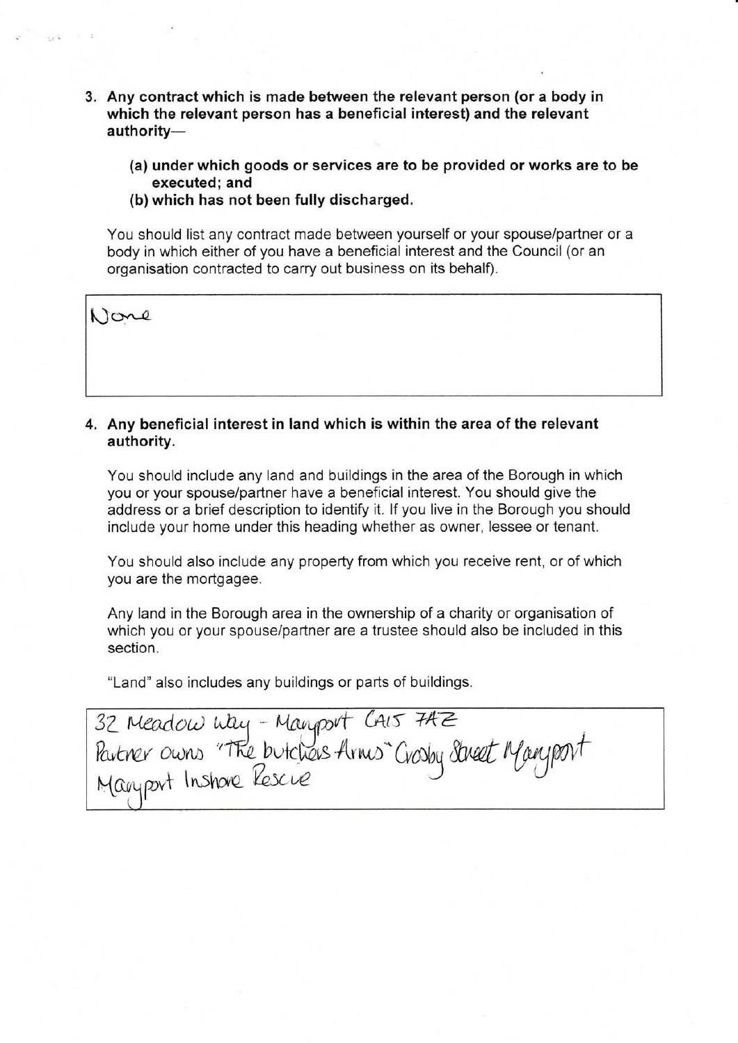3. **Any contract which is made between the relevant person (or a body in which the relevant person has a beneficial interest) and the relevant authority—**

   **(a) under which goods or services are to be provided or works are to be executed; and**

   **(b) which has not been fully discharged.**

   You should list any contract made between yourself or your spouse/partner or a body in which either of you have a beneficial interest and the Council (or an organisation contracted to carry out business on its behalf).

| |
|---|
| None |

4. **Any beneficial interest in land which is within the area of the relevant authority.**

   You should include any land and buildings in the area of the Borough in which you or your spouse/partner have a beneficial interest. You should give the address or a brief description to identify it. If you live in the Borough you should include your home under this heading whether as owner, lessee or tenant.

   You should also include any property from which you receive rent, or of which you are the mortgagee.

   Any land in the Borough area in the ownership of a charity or organisation of which you or your spouse/partner are a trustee should also be included in this section.

   "Land" also includes any buildings or parts of buildings.

| |
|---|
| 32 Meadow Way - Maryport CA15 7AZ<br>Partner owns "The butchers Arms" Crosby Street Maryport<br>Maryport Inshore Rescue |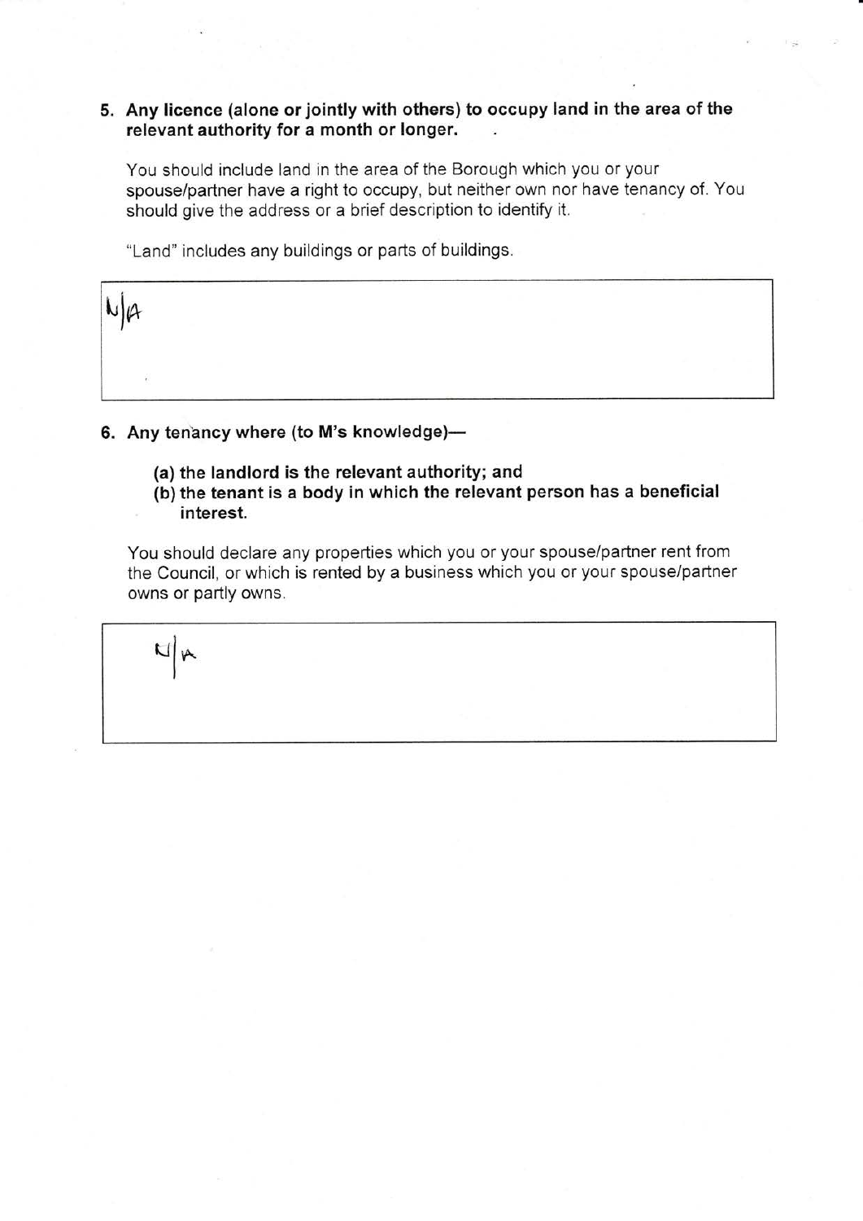**5. Any licence (alone or jointly with others) to occupy land in the area of the relevant authority for a month or longer.**

You should include land in the area of the Borough which you or your spouse/partner have a right to occupy, but neither own nor have tenancy of. You should give the address or a brief description to identify it.

"Land" includes any buildings or parts of buildings.

| |
|---|
| N/A |

**6. Any tenancy where (to M's knowledge)—**

**(a) the landlord is the relevant authority; and**
**(b) the tenant is a body in which the relevant person has a beneficial interest.**

You should declare any properties which you or your spouse/partner rent from the Council, or which is rented by a business which you or your spouse/partner owns or partly owns.

| |
|---|
| N/A |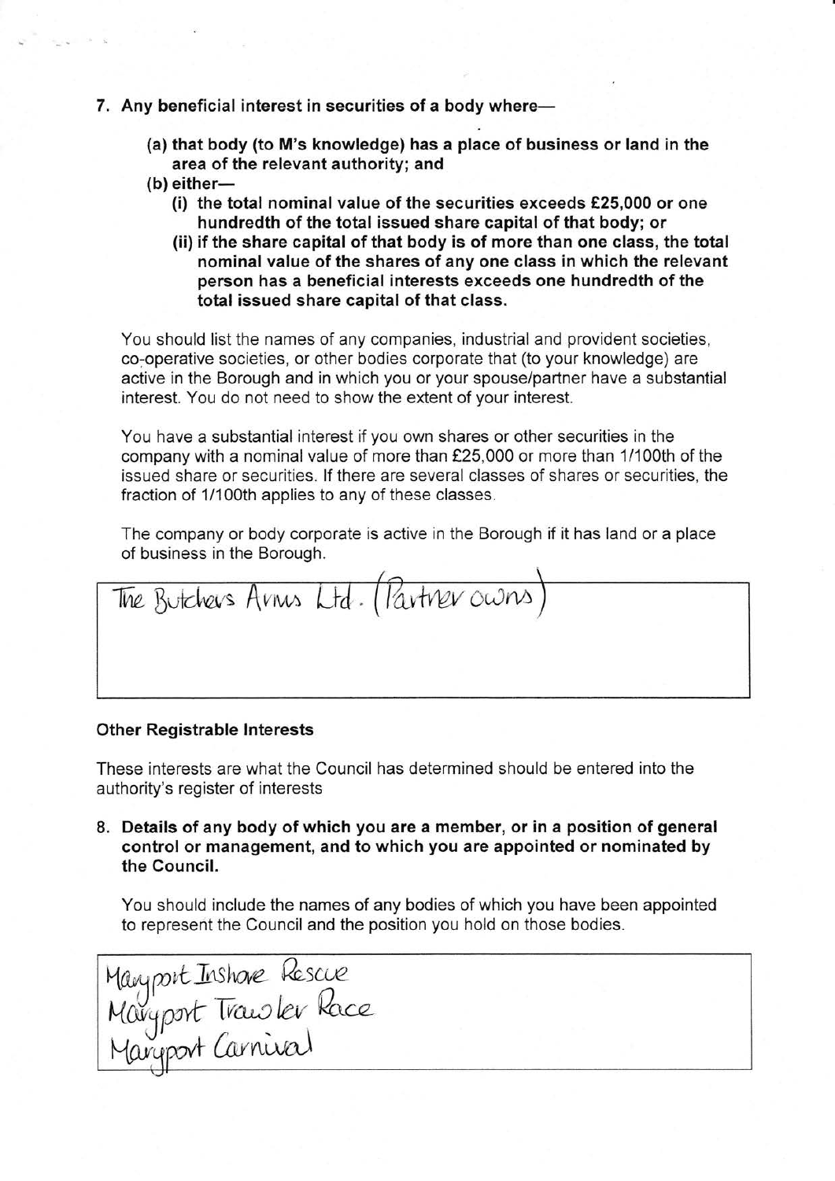7. **Any beneficial interest in securities of a body where—**

   **(a) that body (to M's knowledge) has a place of business or land in the area of the relevant authority; and**

   **(b) either—**

   **(i) the total nominal value of the securities exceeds £25,000 or one hundredth of the total issued share capital of that body; or**

   **(ii) if the share capital of that body is of more than one class, the total nominal value of the shares of any one class in which the relevant person has a beneficial interests exceeds one hundredth of the total issued share capital of that class.**

You should list the names of any companies, industrial and provident societies, co-operative societies, or other bodies corporate that (to your knowledge) are active in the Borough and in which you or your spouse/partner have a substantial interest. You do not need to show the extent of your interest.

You have a substantial interest if you own shares or other securities in the company with a nominal value of more than £25,000 or more than 1/100th of the issued share or securities. If there are several classes of shares or securities, the fraction of 1/100th applies to any of these classes.

The company or body corporate is active in the Borough if it has land or a place of business in the Borough.

| |
|---|
| The Butchers Arms Ltd. (Partner owns) |

### Other Registrable Interests

These interests are what the Council has determined should be entered into the authority's register of interests

8. **Details of any body of which you are a member, or in a position of general control or management, and to which you are appointed or nominated by the Council.**

You should include the names of any bodies of which you have been appointed to represent the Council and the position you hold on those bodies.

| |
|---|
| Maryport Inshore Rescue<br>Maryport Trawler Race<br>Maryport Carnival |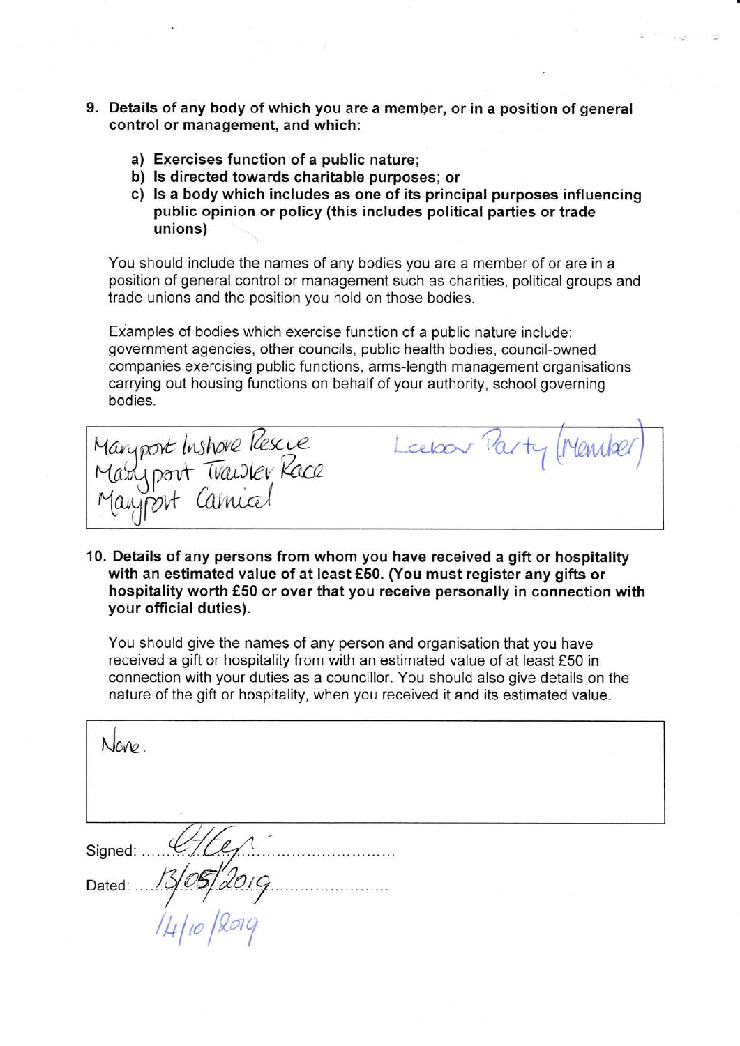9. **Details of any body of which you are a member, or in a position of general control or management, and which:**

   a) **Exercises function of a public nature;**
   b) **Is directed towards charitable purposes; or**
   c) **Is a body which includes as one of its principal purposes influencing public opinion or policy (this includes political parties or trade unions)**

   You should include the names of any bodies you are a member of or are in a position of general control or management such as charities, political groups and trade unions and the position you hold on those bodies.

   Examples of bodies which exercise function of a public nature include: government agencies, other councils, public health bodies, council-owned companies exercising public functions, arms-length management organisations carrying out housing functions on behalf of your authority, school governing bodies.

| | |
|---|---|
| Maryport Inshore Rescue<br>Maryport Trawler Race<br>Maryport Carnival | Labour Party (Member) |

10. **Details of any persons from whom you have received a gift or hospitality with an estimated value of at least £50. (You must register any gifts or hospitality worth £50 or over that you receive personally in connection with your official duties).**

    You should give the names of any person and organisation that you have received a gift or hospitality from with an estimated value of at least £50 in connection with your duties as a councillor. You should also give details on the nature of the gift or hospitality, when you received it and its estimated value.

| |
|---|
| None. |

Signed: ..........................................

Dated: 13/05/2019

14/10/2019